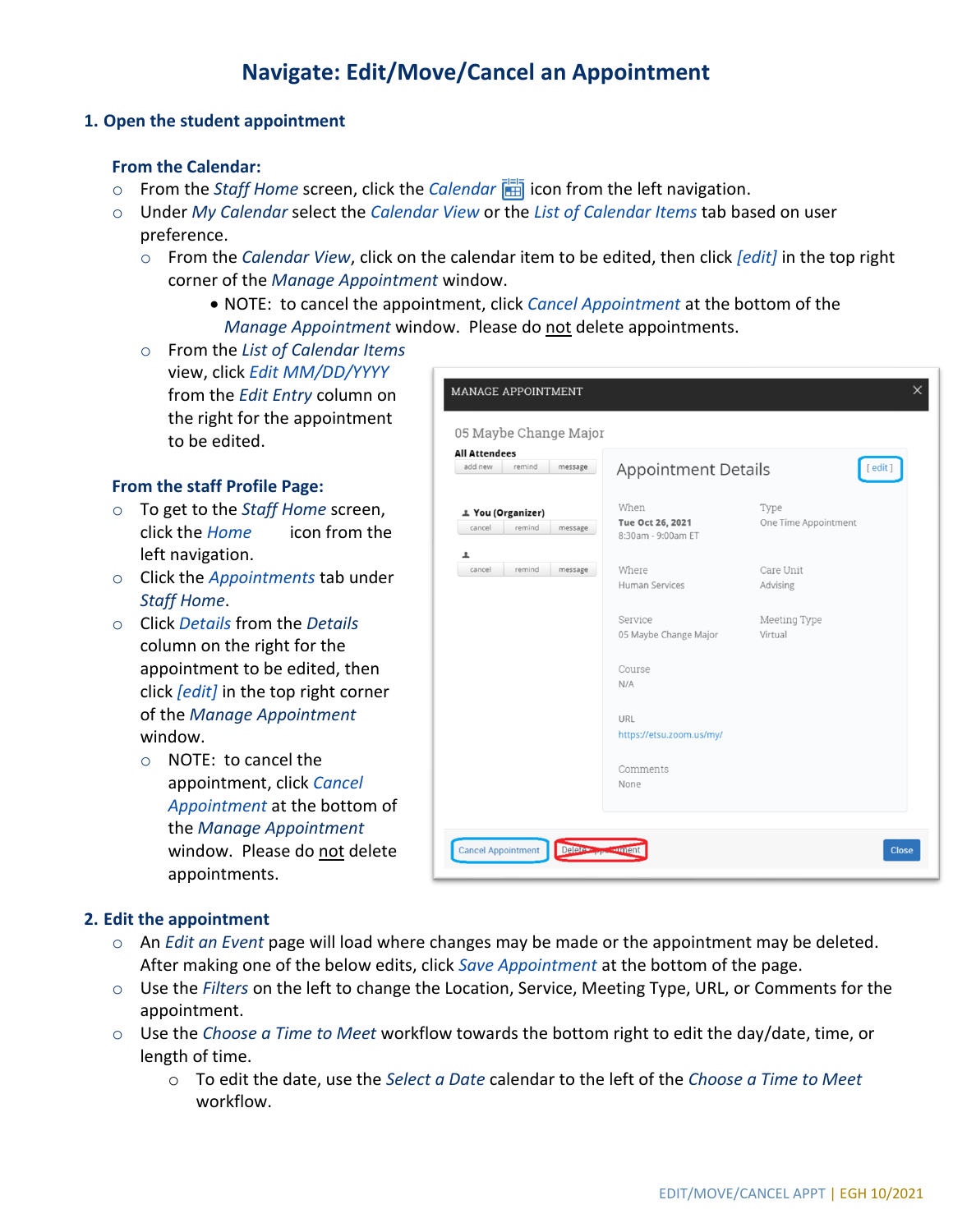# Navigate: Edit/Move/Cancel an Appointment

## 1. Open the student appointment

### From the Calendar:

- From the *Staff Home* screen, click the *Calendar* icon from the left navigation.
- Under *My Calendar* select the *Calendar View* or the *List of Calendar Items* tab based on user preference.
  - From the *Calendar View*, click on the calendar item to be edited, then click *[edit]* in the top right corner of the *Manage Appointment* window.
    - NOTE: to cancel the appointment, click *Cancel Appointment* at the bottom of the *Manage Appointment* window. Please do not delete appointments.
  - From the *List of Calendar Items* view, click *Edit MM/DD/YYYY* from the *Edit Entry* column on the right for the appointment to be edited.

### From the staff Profile Page:

- To get to the *Staff Home* screen, click the *Home* icon from the left navigation.
- Click the *Appointments* tab under *Staff Home*.
- Click *Details* from the *Details* column on the right for the appointment to be edited, then click *[edit]* in the top right corner of the *Manage Appointment* window.
  - NOTE: to cancel the appointment, click *Cancel Appointment* at the bottom of the *Manage Appointment* window. Please do not delete appointments.

## 2. Edit the appointment

- An *Edit an Event* page will load where changes may be made or the appointment may be deleted. After making one of the below edits, click *Save Appointment* at the bottom of the page.
- Use the *Filters* on the left to change the Location, Service, Meeting Type, URL, or Comments for the appointment.
- Use the *Choose a Time to Meet* workflow towards the bottom right to edit the day/date, time, or length of time.
  - To edit the date, use the *Select a Date* calendar to the left of the *Choose a Time to Meet* workflow.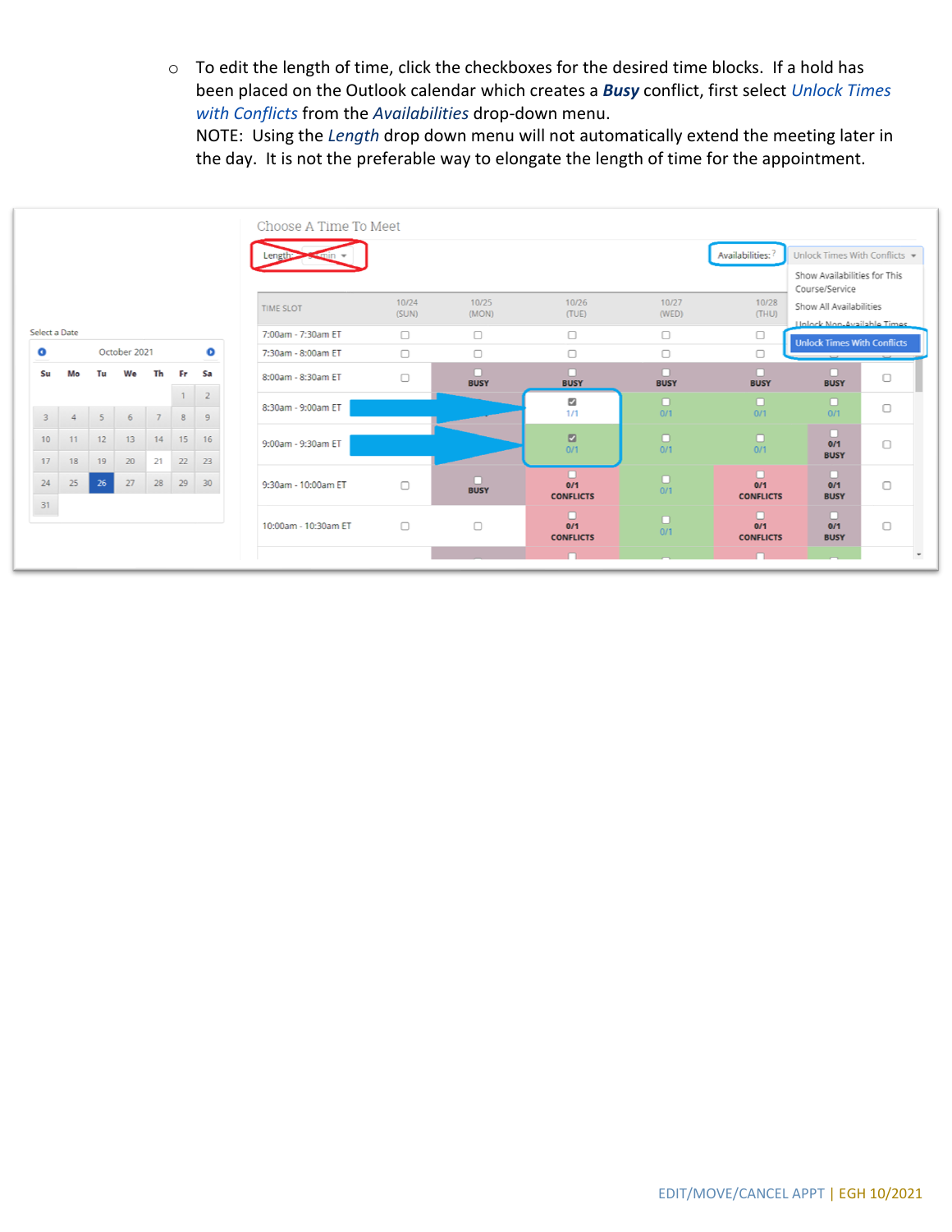- To edit the length of time, click the checkboxes for the desired time blocks. If a hold has been placed on the Outlook calendar which creates a ***Busy*** conflict, first select *Unlock Times with Conflicts* from the *Availabilities* drop-down menu.
  NOTE: Using the *Length* drop down menu will not automatically extend the meeting later in the day. It is not the preferable way to elongate the length of time for the appointment.